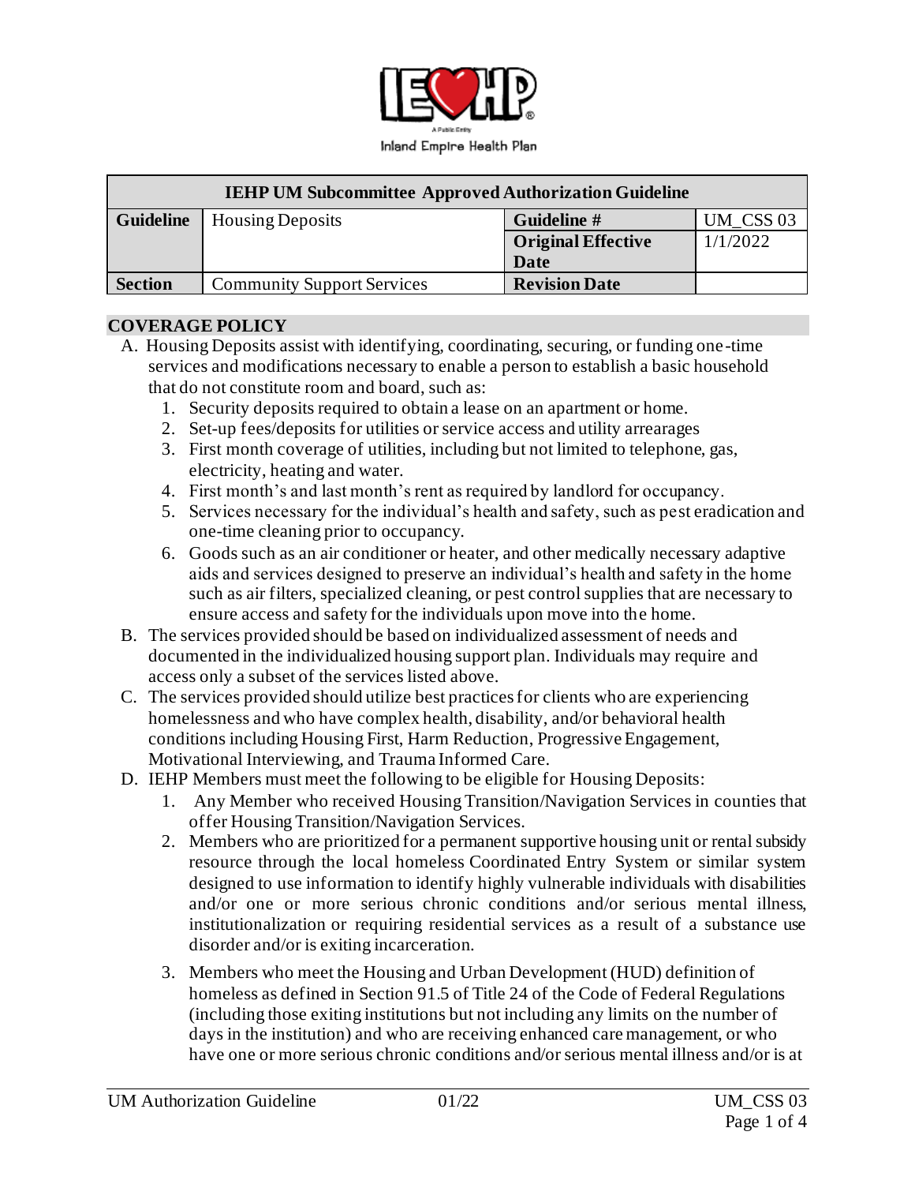Inland Empire Health Plan

| IEHP UM Subcommittee Approved Authorization Guideline | | | |
|---|---|---|---|
| **Guideline** | Housing Deposits | **Guideline #** | UM_CSS 03 |
| | | **Original Effective Date** | 1/1/2022 |
| **Section** | Community Support Services | **Revision Date** | |

## COVERAGE POLICY

A. Housing Deposits assist with identifying, coordinating, securing, or funding one-time services and modifications necessary to enable a person to establish a basic household that do not constitute room and board, such as:
   1. Security deposits required to obtain a lease on an apartment or home.
   2. Set-up fees/deposits for utilities or service access and utility arrearages
   3. First month coverage of utilities, including but not limited to telephone, gas, electricity, heating and water.
   4. First month's and last month's rent as required by landlord for occupancy.
   5. Services necessary for the individual's health and safety, such as pest eradication and one-time cleaning prior to occupancy.
   6. Goods such as an air conditioner or heater, and other medically necessary adaptive aids and services designed to preserve an individual's health and safety in the home such as air filters, specialized cleaning, or pest control supplies that are necessary to ensure access and safety for the individuals upon move into the home.

B. The services provided should be based on individualized assessment of needs and documented in the individualized housing support plan. Individuals may require and access only a subset of the services listed above.

C. The services provided should utilize best practices for clients who are experiencing homelessness and who have complex health, disability, and/or behavioral health conditions including Housing First, Harm Reduction, Progressive Engagement, Motivational Interviewing, and Trauma Informed Care.

D. IEHP Members must meet the following to be eligible for Housing Deposits:
   1. Any Member who received Housing Transition/Navigation Services in counties that offer Housing Transition/Navigation Services.
   2. Members who are prioritized for a permanent supportive housing unit or rental subsidy resource through the local homeless Coordinated Entry System or similar system designed to use information to identify highly vulnerable individuals with disabilities and/or one or more serious chronic conditions and/or serious mental illness, institutionalization or requiring residential services as a result of a substance use disorder and/or is exiting incarceration.
   3. Members who meet the Housing and Urban Development (HUD) definition of homeless as defined in Section 91.5 of Title 24 of the Code of Federal Regulations (including those exiting institutions but not including any limits on the number of days in the institution) and who are receiving enhanced care management, or who have one or more serious chronic conditions and/or serious mental illness and/or is at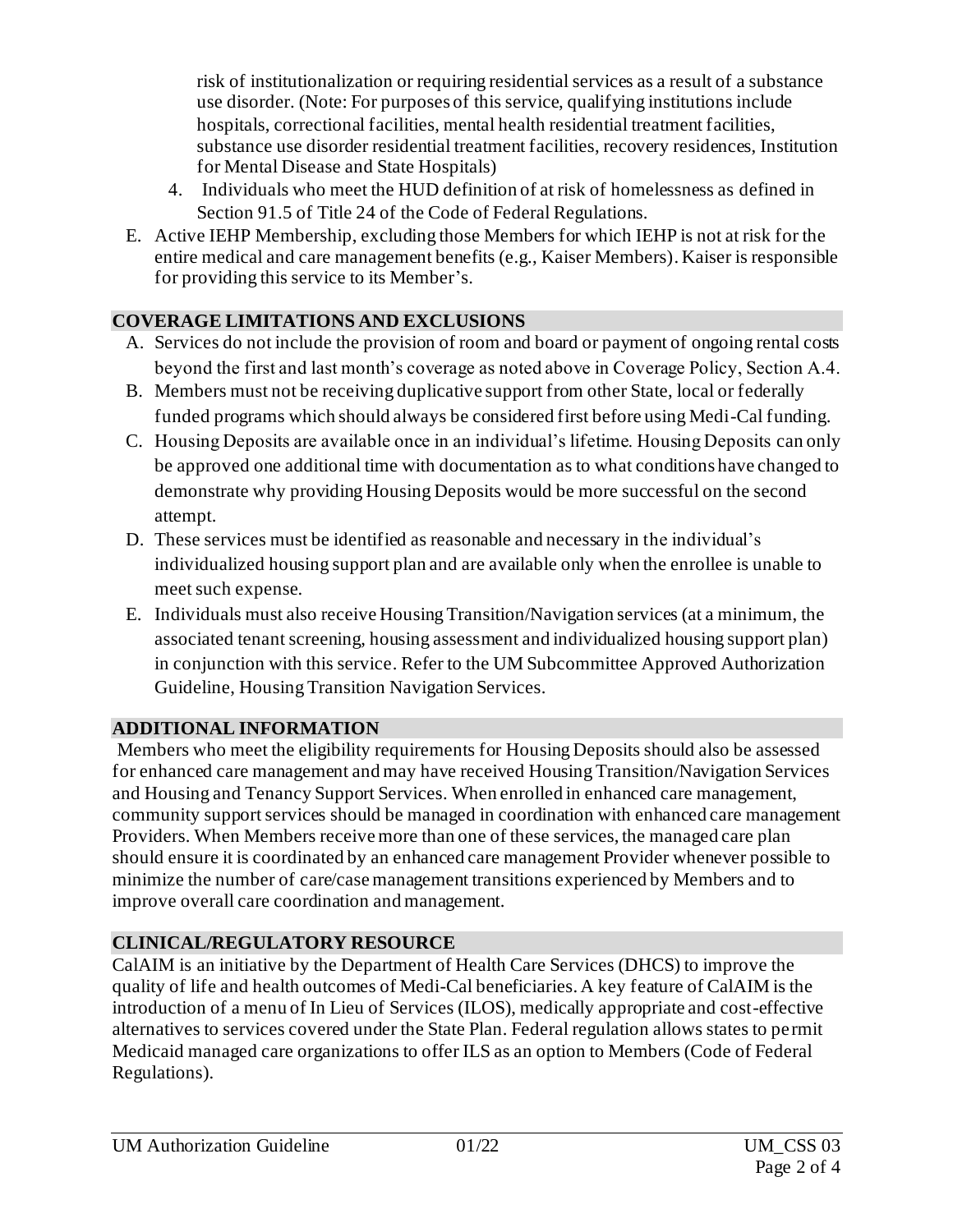risk of institutionalization or requiring residential services as a result of a substance use disorder. (Note: For purposes of this service, qualifying institutions include hospitals, correctional facilities, mental health residential treatment facilities, substance use disorder residential treatment facilities, recovery residences, Institution for Mental Disease and State Hospitals)

4. Individuals who meet the HUD definition of at risk of homelessness as defined in Section 91.5 of Title 24 of the Code of Federal Regulations.

E. Active IEHP Membership, excluding those Members for which IEHP is not at risk for the entire medical and care management benefits (e.g., Kaiser Members). Kaiser is responsible for providing this service to its Member's.

## COVERAGE LIMITATIONS AND EXCLUSIONS

A. Services do not include the provision of room and board or payment of ongoing rental costs beyond the first and last month's coverage as noted above in Coverage Policy, Section A.4.

B. Members must not be receiving duplicative support from other State, local or federally funded programs which should always be considered first before using Medi-Cal funding.

C. Housing Deposits are available once in an individual's lifetime. Housing Deposits can only be approved one additional time with documentation as to what conditions have changed to demonstrate why providing Housing Deposits would be more successful on the second attempt.

D. These services must be identified as reasonable and necessary in the individual's individualized housing support plan and are available only when the enrollee is unable to meet such expense.

E. Individuals must also receive Housing Transition/Navigation services (at a minimum, the associated tenant screening, housing assessment and individualized housing support plan) in conjunction with this service. Refer to the UM Subcommittee Approved Authorization Guideline, Housing Transition Navigation Services.

## ADDITIONAL INFORMATION

Members who meet the eligibility requirements for Housing Deposits should also be assessed for enhanced care management and may have received Housing Transition/Navigation Services and Housing and Tenancy Support Services. When enrolled in enhanced care management, community support services should be managed in coordination with enhanced care management Providers. When Members receive more than one of these services, the managed care plan should ensure it is coordinated by an enhanced care management Provider whenever possible to minimize the number of care/case management transitions experienced by Members and to improve overall care coordination and management.

## CLINICAL/REGULATORY RESOURCE

CalAIM is an initiative by the Department of Health Care Services (DHCS) to improve the quality of life and health outcomes of Medi-Cal beneficiaries. A key feature of CalAIM is the introduction of a menu of In Lieu of Services (ILOS), medically appropriate and cost-effective alternatives to services covered under the State Plan. Federal regulation allows states to permit Medicaid managed care organizations to offer ILS as an option to Members (Code of Federal Regulations).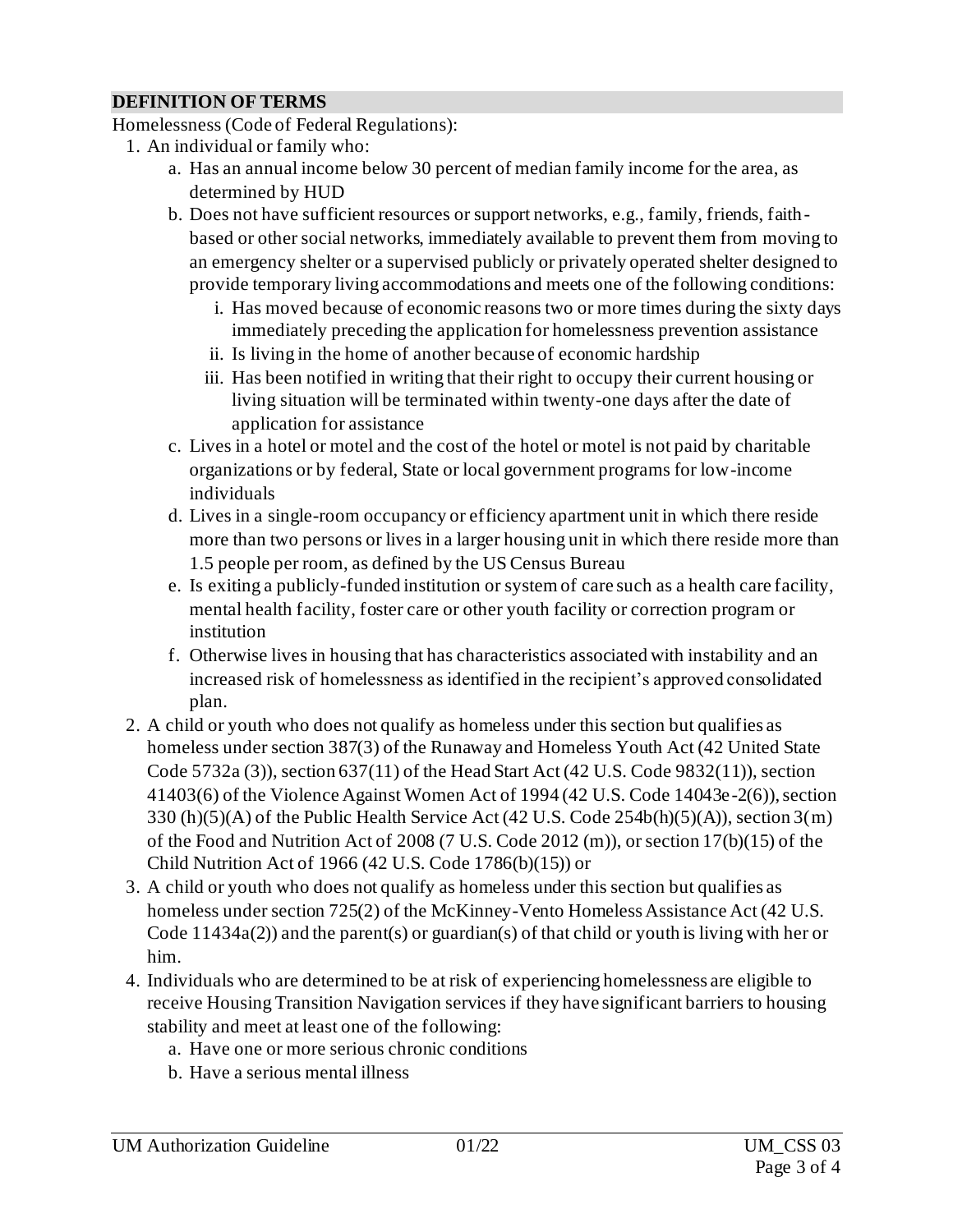## DEFINITION OF TERMS

Homelessness (Code of Federal Regulations):

1. An individual or family who:
   a. Has an annual income below 30 percent of median family income for the area, as determined by HUD
   b. Does not have sufficient resources or support networks, e.g., family, friends, faith-based or other social networks, immediately available to prevent them from moving to an emergency shelter or a supervised publicly or privately operated shelter designed to provide temporary living accommodations and meets one of the following conditions:
      i. Has moved because of economic reasons two or more times during the sixty days immediately preceding the application for homelessness prevention assistance
      ii. Is living in the home of another because of economic hardship
      iii. Has been notified in writing that their right to occupy their current housing or living situation will be terminated within twenty-one days after the date of application for assistance
   c. Lives in a hotel or motel and the cost of the hotel or motel is not paid by charitable organizations or by federal, State or local government programs for low-income individuals
   d. Lives in a single-room occupancy or efficiency apartment unit in which there reside more than two persons or lives in a larger housing unit in which there reside more than 1.5 people per room, as defined by the US Census Bureau
   e. Is exiting a publicly-funded institution or system of care such as a health care facility, mental health facility, foster care or other youth facility or correction program or institution
   f. Otherwise lives in housing that has characteristics associated with instability and an increased risk of homelessness as identified in the recipient's approved consolidated plan.
2. A child or youth who does not qualify as homeless under this section but qualifies as homeless under section 387(3) of the Runaway and Homeless Youth Act (42 United State Code 5732a (3)), section 637(11) of the Head Start Act (42 U.S. Code 9832(11)), section 41403(6) of the Violence Against Women Act of 1994 (42 U.S. Code 14043e-2(6)), section 330 (h)(5)(A) of the Public Health Service Act (42 U.S. Code 254b(h)(5)(A)), section 3(m) of the Food and Nutrition Act of 2008 (7 U.S. Code 2012 (m)), or section 17(b)(15) of the Child Nutrition Act of 1966 (42 U.S. Code 1786(b)(15)) or
3. A child or youth who does not qualify as homeless under this section but qualifies as homeless under section 725(2) of the McKinney-Vento Homeless Assistance Act (42 U.S. Code 11434a(2)) and the parent(s) or guardian(s) of that child or youth is living with her or him.
4. Individuals who are determined to be at risk of experiencing homelessness are eligible to receive Housing Transition Navigation services if they have significant barriers to housing stability and meet at least one of the following:
   a. Have one or more serious chronic conditions
   b. Have a serious mental illness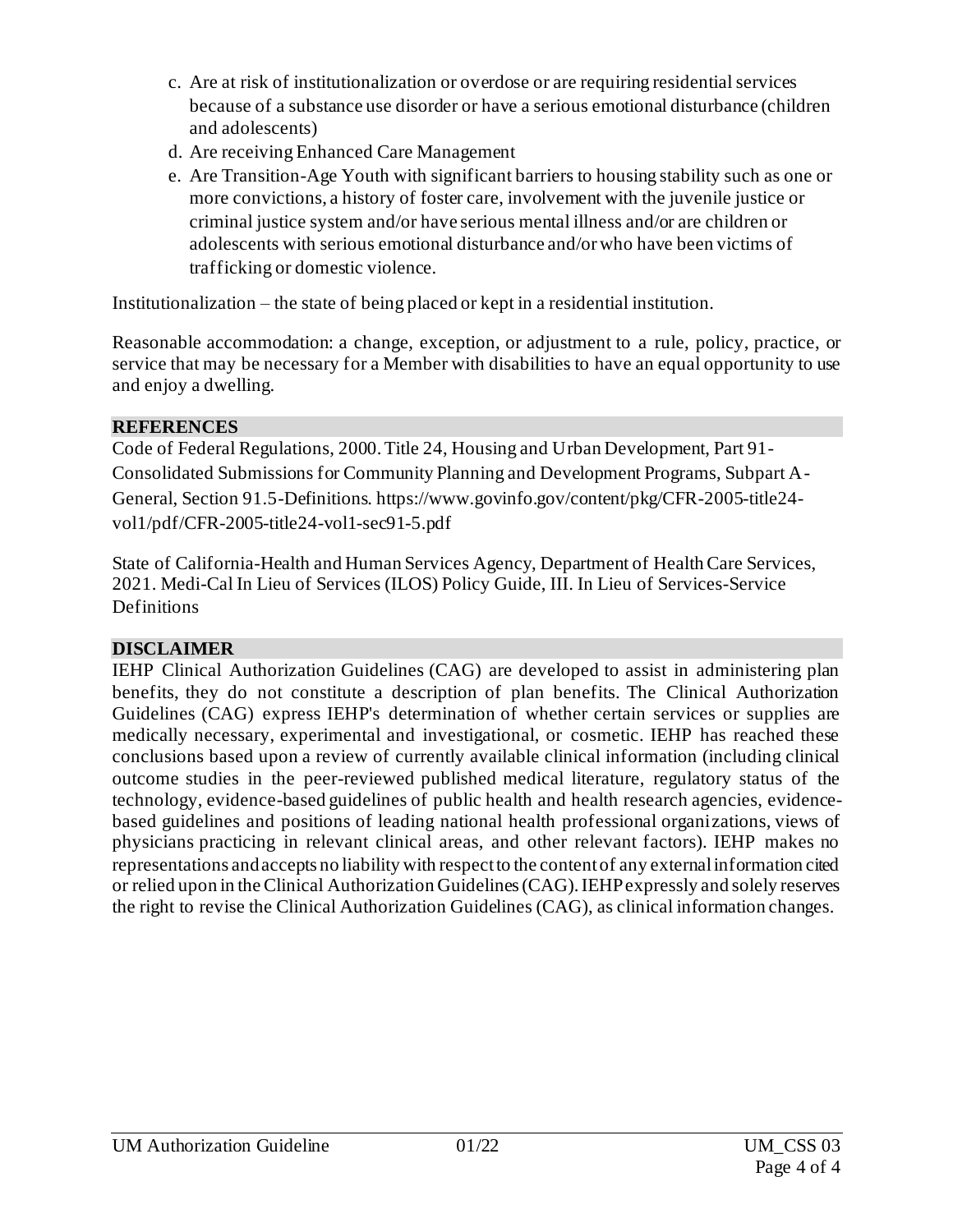c. Are at risk of institutionalization or overdose or are requiring residential services because of a substance use disorder or have a serious emotional disturbance (children and adolescents)
d. Are receiving Enhanced Care Management
e. Are Transition-Age Youth with significant barriers to housing stability such as one or more convictions, a history of foster care, involvement with the juvenile justice or criminal justice system and/or have serious mental illness and/or are children or adolescents with serious emotional disturbance and/or who have been victims of trafficking or domestic violence.

Institutionalization – the state of being placed or kept in a residential institution.

Reasonable accommodation: a change, exception, or adjustment to a rule, policy, practice, or service that may be necessary for a Member with disabilities to have an equal opportunity to use and enjoy a dwelling.

## REFERENCES

Code of Federal Regulations, 2000. Title 24, Housing and Urban Development, Part 91-Consolidated Submissions for Community Planning and Development Programs, Subpart A-General, Section 91.5-Definitions. https://www.govinfo.gov/content/pkg/CFR-2005-title24-vol1/pdf/CFR-2005-title24-vol1-sec91-5.pdf

State of California-Health and Human Services Agency, Department of Health Care Services, 2021. Medi-Cal In Lieu of Services (ILOS) Policy Guide, III. In Lieu of Services-Service Definitions

## DISCLAIMER

IEHP Clinical Authorization Guidelines (CAG) are developed to assist in administering plan benefits, they do not constitute a description of plan benefits. The Clinical Authorization Guidelines (CAG) express IEHP's determination of whether certain services or supplies are medically necessary, experimental and investigational, or cosmetic. IEHP has reached these conclusions based upon a review of currently available clinical information (including clinical outcome studies in the peer-reviewed published medical literature, regulatory status of the technology, evidence-based guidelines of public health and health research agencies, evidence-based guidelines and positions of leading national health professional organizations, views of physicians practicing in relevant clinical areas, and other relevant factors). IEHP makes no representations and accepts no liability with respect to the content of any external information cited or relied upon in the Clinical Authorization Guidelines (CAG). IEHP expressly and solely reserves the right to revise the Clinical Authorization Guidelines (CAG), as clinical information changes.